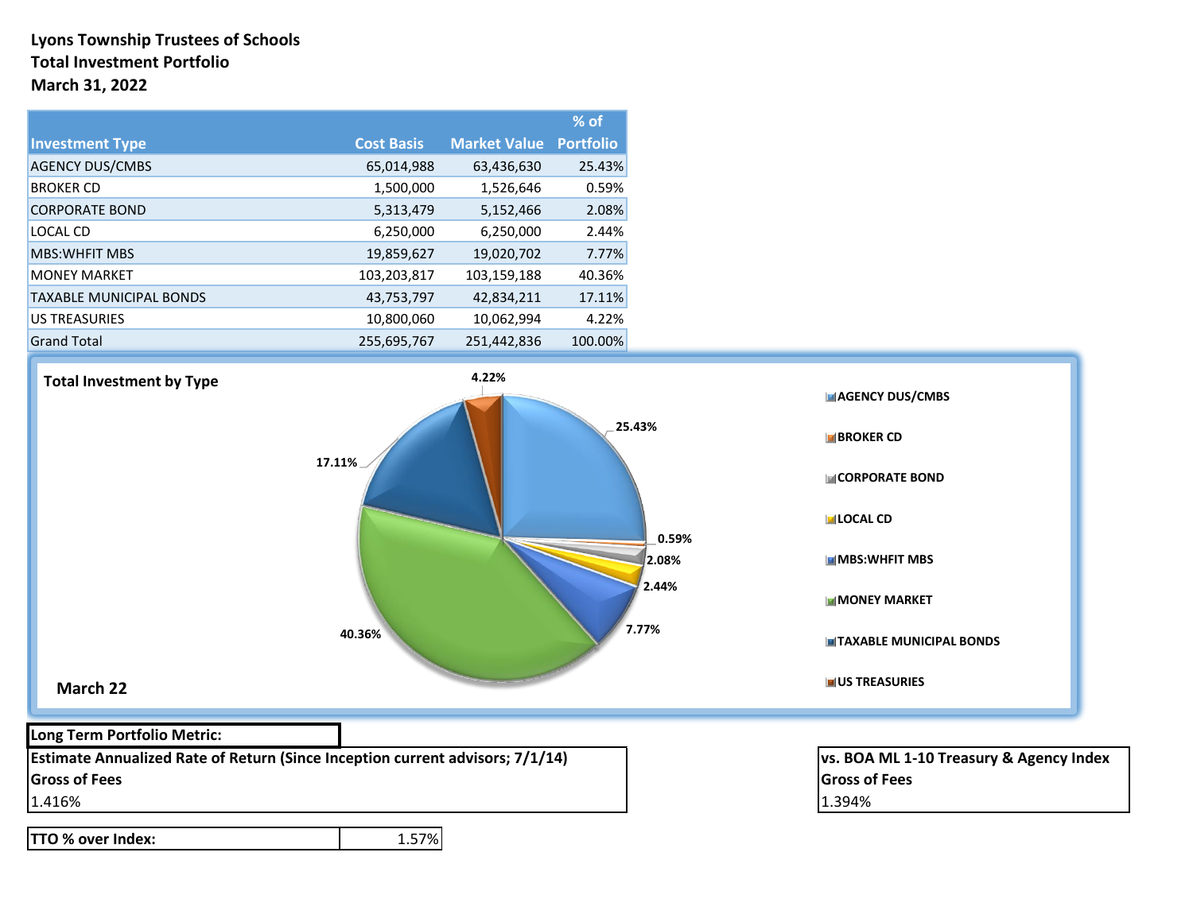**Lyons Township Trustees of Schools**
**Total Investment Portfolio**
**March 31, 2022**

| Investment Type | Cost Basis | Market Value | % of Portfolio |
|---|---|---|---|
| AGENCY DUS/CMBS | 65,014,988 | 63,436,630 | 25.43% |
| BROKER CD | 1,500,000 | 1,526,646 | 0.59% |
| CORPORATE BOND | 5,313,479 | 5,152,466 | 2.08% |
| LOCAL CD | 6,250,000 | 6,250,000 | 2.44% |
| MBS:WHFIT MBS | 19,859,627 | 19,020,702 | 7.77% |
| MONEY MARKET | 103,203,817 | 103,159,188 | 40.36% |
| TAXABLE MUNICIPAL BONDS | 43,753,797 | 42,834,211 | 17.11% |
| US TREASURIES | 10,800,060 | 10,062,994 | 4.22% |
| Grand Total | 255,695,767 | 251,442,836 | 100.00% |

**Total Investment by Type**

**March 22**

| Investment Type | % of Portfolio |
|---|---|
| AGENCY DUS/CMBS | 25.43% |
| BROKER CD | 0.59% |
| CORPORATE BOND | 2.08% |
| LOCAL CD | 2.44% |
| MBS:WHFIT MBS | 7.77% |
| MONEY MARKET | 40.36% |
| TAXABLE MUNICIPAL BONDS | 17.11% |
| US TREASURIES | 4.22% |

**Long Term Portfolio Metric:**

**Estimate Annualized Rate of Return (Since Inception current advisors; 7/1/14)**
**Gross of Fees**
1.416%

**vs. BOA ML 1-10 Treasury & Agency Index**
**Gross of Fees**
1.394%

| **TTO % over Index:** | 1.57% |
|---|---|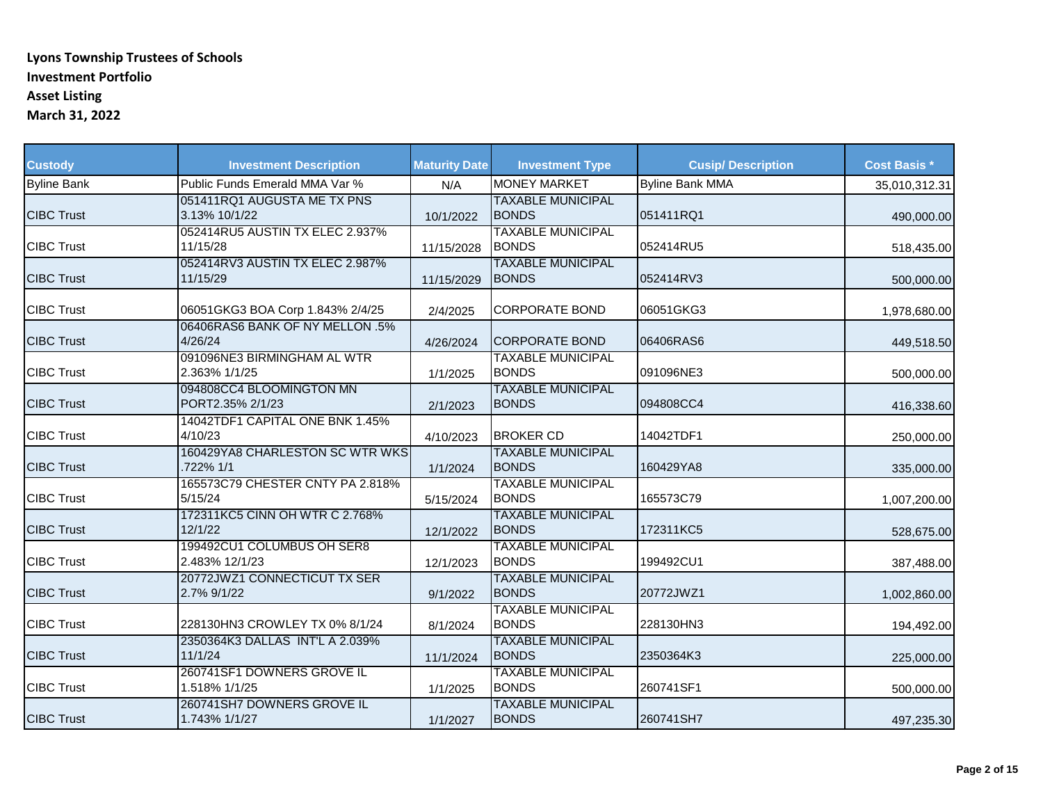**Lyons Township Trustees of Schools**
**Investment Portfolio**
**Asset Listing**
**March 31, 2022**

| Custody | Investment Description | Maturity Date | Investment Type | Cusip/ Description | Cost Basis * |
|---|---|---|---|---|---|
| Byline Bank | Public Funds Emerald MMA Var % | N/A | MONEY MARKET | Byline Bank MMA | 35,010,312.31 |
| CIBC Trust | 051411RQ1 AUGUSTA ME TX PNS 3.13% 10/1/22 | 10/1/2022 | TAXABLE MUNICIPAL BONDS | 051411RQ1 | 490,000.00 |
| CIBC Trust | 052414RU5 AUSTIN TX ELEC 2.937% 11/15/28 | 11/15/2028 | TAXABLE MUNICIPAL BONDS | 052414RU5 | 518,435.00 |
| CIBC Trust | 052414RV3 AUSTIN TX ELEC 2.987% 11/15/29 | 11/15/2029 | TAXABLE MUNICIPAL BONDS | 052414RV3 | 500,000.00 |
| CIBC Trust | 06051GKG3 BOA Corp 1.843% 2/4/25 | 2/4/2025 | CORPORATE BOND | 06051GKG3 | 1,978,680.00 |
| CIBC Trust | 06406RAS6 BANK OF NY MELLON .5% 4/26/24 | 4/26/2024 | CORPORATE BOND | 06406RAS6 | 449,518.50 |
| CIBC Trust | 091096NE3 BIRMINGHAM AL WTR 2.363% 1/1/25 | 1/1/2025 | TAXABLE MUNICIPAL BONDS | 091096NE3 | 500,000.00 |
| CIBC Trust | 094808CC4 BLOOMINGTON MN PORT2.35% 2/1/23 | 2/1/2023 | TAXABLE MUNICIPAL BONDS | 094808CC4 | 416,338.60 |
| CIBC Trust | 14042TDF1 CAPITAL ONE BNK 1.45% 4/10/23 | 4/10/2023 | BROKER CD | 14042TDF1 | 250,000.00 |
| CIBC Trust | 160429YA8 CHARLESTON SC WTR WKS .722% 1/1 | 1/1/2024 | TAXABLE MUNICIPAL BONDS | 160429YA8 | 335,000.00 |
| CIBC Trust | 165573C79 CHESTER CNTY PA 2.818% 5/15/24 | 5/15/2024 | TAXABLE MUNICIPAL BONDS | 165573C79 | 1,007,200.00 |
| CIBC Trust | 172311KC5 CINN OH WTR C 2.768% 12/1/22 | 12/1/2022 | TAXABLE MUNICIPAL BONDS | 172311KC5 | 528,675.00 |
| CIBC Trust | 199492CU1 COLUMBUS OH SER8 2.483% 12/1/23 | 12/1/2023 | TAXABLE MUNICIPAL BONDS | 199492CU1 | 387,488.00 |
| CIBC Trust | 20772JWZ1 CONNECTICUT TX SER 2.7% 9/1/22 | 9/1/2022 | TAXABLE MUNICIPAL BONDS | 20772JWZ1 | 1,002,860.00 |
| CIBC Trust | 228130HN3 CROWLEY TX 0% 8/1/24 | 8/1/2024 | TAXABLE MUNICIPAL BONDS | 228130HN3 | 194,492.00 |
| CIBC Trust | 2350364K3 DALLAS INT'L A 2.039% 11/1/24 | 11/1/2024 | TAXABLE MUNICIPAL BONDS | 2350364K3 | 225,000.00 |
| CIBC Trust | 260741SF1 DOWNERS GROVE IL 1.518% 1/1/25 | 1/1/2025 | TAXABLE MUNICIPAL BONDS | 260741SF1 | 500,000.00 |
| CIBC Trust | 260741SH7 DOWNERS GROVE IL 1.743% 1/1/27 | 1/1/2027 | TAXABLE MUNICIPAL BONDS | 260741SH7 | 497,235.30 |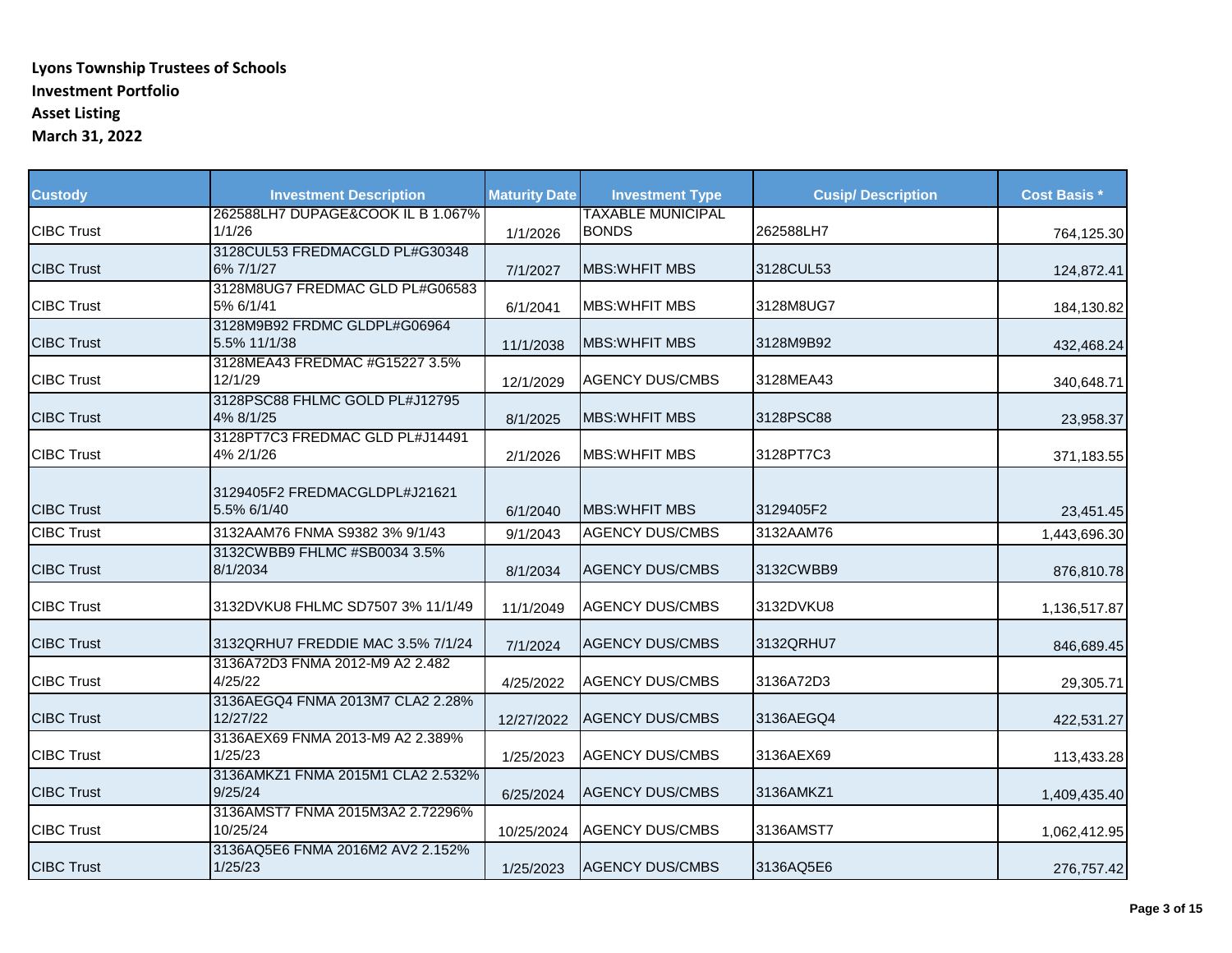**Lyons Township Trustees of Schools**
**Investment Portfolio**
**Asset Listing**
**March 31, 2022**

| Custody | Investment Description | Maturity Date | Investment Type | Cusip/ Description | Cost Basis * |
|---|---|---|---|---|---|
| CIBC Trust | 262588LH7 DUPAGE&COOK IL B 1.067% 1/1/26 | 1/1/2026 | TAXABLE MUNICIPAL BONDS | 262588LH7 | 764,125.30 |
| CIBC Trust | 3128CUL53 FREDMACGLD PL#G30348 6% 7/1/27 | 7/1/2027 | MBS:WHFIT MBS | 3128CUL53 | 124,872.41 |
| CIBC Trust | 3128M8UG7 FREDMAC GLD PL#G06583 5% 6/1/41 | 6/1/2041 | MBS:WHFIT MBS | 3128M8UG7 | 184,130.82 |
| CIBC Trust | 3128M9B92 FRDMC GLDPL#G06964 5.5% 11/1/38 | 11/1/2038 | MBS:WHFIT MBS | 3128M9B92 | 432,468.24 |
| CIBC Trust | 3128MEA43 FREDMAC #G15227 3.5% 12/1/29 | 12/1/2029 | AGENCY DUS/CMBS | 3128MEA43 | 340,648.71 |
| CIBC Trust | 3128PSC88 FHLMC GOLD PL#J12795 4% 8/1/25 | 8/1/2025 | MBS:WHFIT MBS | 3128PSC88 | 23,958.37 |
| CIBC Trust | 3128PT7C3 FREDMAC GLD PL#J14491 4% 2/1/26 | 2/1/2026 | MBS:WHFIT MBS | 3128PT7C3 | 371,183.55 |
| CIBC Trust | 3129405F2 FREDMACGLDPL#J21621 5.5% 6/1/40 | 6/1/2040 | MBS:WHFIT MBS | 3129405F2 | 23,451.45 |
| CIBC Trust | 3132AAM76 FNMA S9382 3% 9/1/43 | 9/1/2043 | AGENCY DUS/CMBS | 3132AAM76 | 1,443,696.30 |
| CIBC Trust | 3132CWBB9 FHLMC #SB0034 3.5% 8/1/2034 | 8/1/2034 | AGENCY DUS/CMBS | 3132CWBB9 | 876,810.78 |
| CIBC Trust | 3132DVKU8 FHLMC SD7507 3% 11/1/49 | 11/1/2049 | AGENCY DUS/CMBS | 3132DVKU8 | 1,136,517.87 |
| CIBC Trust | 3132QRHU7 FREDDIE MAC 3.5% 7/1/24 | 7/1/2024 | AGENCY DUS/CMBS | 3132QRHU7 | 846,689.45 |
| CIBC Trust | 3136A72D3 FNMA 2012-M9 A2 2.482 4/25/22 | 4/25/2022 | AGENCY DUS/CMBS | 3136A72D3 | 29,305.71 |
| CIBC Trust | 3136AEGQ4 FNMA 2013M7 CLA2 2.28% 12/27/22 | 12/27/2022 | AGENCY DUS/CMBS | 3136AEGQ4 | 422,531.27 |
| CIBC Trust | 3136AEX69 FNMA 2013-M9 A2 2.389% 1/25/23 | 1/25/2023 | AGENCY DUS/CMBS | 3136AEX69 | 113,433.28 |
| CIBC Trust | 3136AMKZ1 FNMA 2015M1 CLA2 2.532% 9/25/24 | 6/25/2024 | AGENCY DUS/CMBS | 3136AMKZ1 | 1,409,435.40 |
| CIBC Trust | 3136AMST7 FNMA 2015M3A2 2.72296% 10/25/24 | 10/25/2024 | AGENCY DUS/CMBS | 3136AMST7 | 1,062,412.95 |
| CIBC Trust | 3136AQ5E6 FNMA 2016M2 AV2 2.152% 1/25/23 | 1/25/2023 | AGENCY DUS/CMBS | 3136AQ5E6 | 276,757.42 |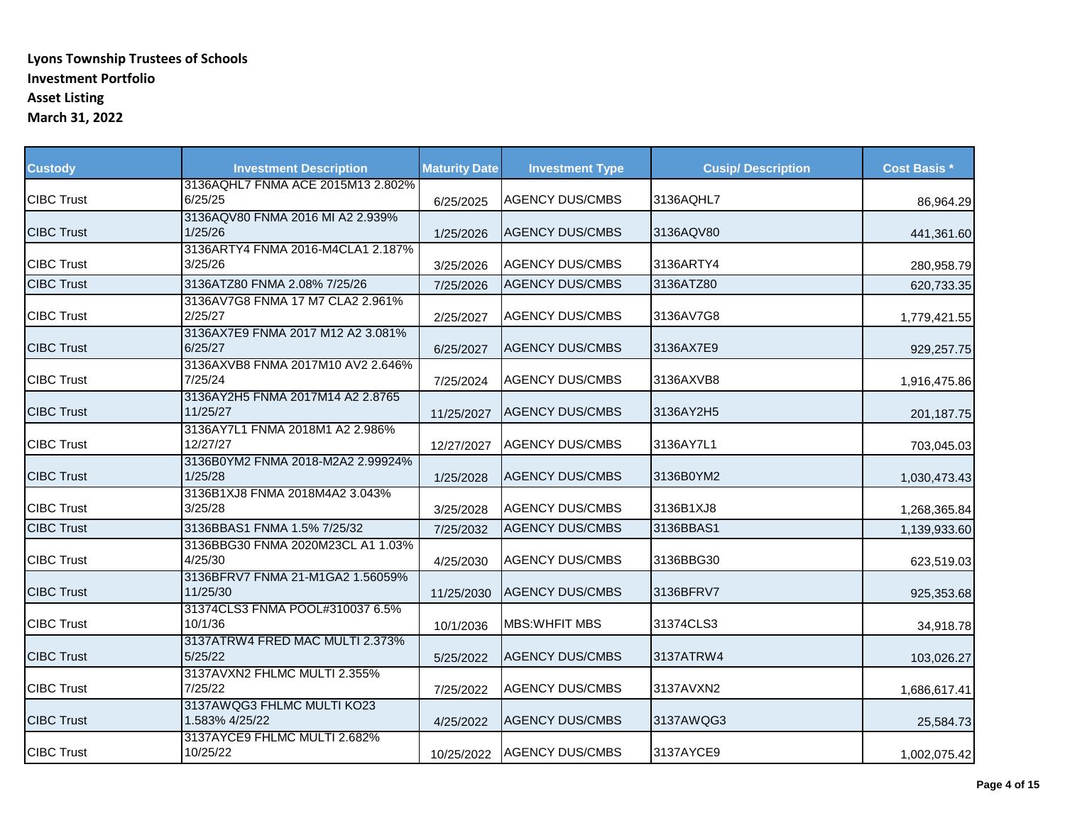**Lyons Township Trustees of Schools**
**Investment Portfolio**
**Asset Listing**
**March 31, 2022**

| Custody | Investment Description | Maturity Date | Investment Type | Cusip/ Description | Cost Basis * |
|---|---|---|---|---|---|
| CIBC Trust | 3136AQHL7 FNMA ACE 2015M13 2.802% 6/25/25 | 6/25/2025 | AGENCY DUS/CMBS | 3136AQHL7 | 86,964.29 |
| CIBC Trust | 3136AQV80 FNMA 2016 MI A2 2.939% 1/25/26 | 1/25/2026 | AGENCY DUS/CMBS | 3136AQV80 | 441,361.60 |
| CIBC Trust | 3136ARTY4 FNMA 2016-M4CLA1 2.187% 3/25/26 | 3/25/2026 | AGENCY DUS/CMBS | 3136ARTY4 | 280,958.79 |
| CIBC Trust | 3136ATZ80 FNMA 2.08% 7/25/26 | 7/25/2026 | AGENCY DUS/CMBS | 3136ATZ80 | 620,733.35 |
| CIBC Trust | 3136AV7G8 FNMA 17 M7 CLA2 2.961% 2/25/27 | 2/25/2027 | AGENCY DUS/CMBS | 3136AV7G8 | 1,779,421.55 |
| CIBC Trust | 3136AX7E9 FNMA 2017 M12 A2 3.081% 6/25/27 | 6/25/2027 | AGENCY DUS/CMBS | 3136AX7E9 | 929,257.75 |
| CIBC Trust | 3136AXVB8 FNMA 2017M10 AV2 2.646% 7/25/24 | 7/25/2024 | AGENCY DUS/CMBS | 3136AXVB8 | 1,916,475.86 |
| CIBC Trust | 3136AY2H5 FNMA 2017M14 A2 2.8765 11/25/27 | 11/25/2027 | AGENCY DUS/CMBS | 3136AY2H5 | 201,187.75 |
| CIBC Trust | 3136AY7L1 FNMA 2018M1 A2 2.986% 12/27/27 | 12/27/2027 | AGENCY DUS/CMBS | 3136AY7L1 | 703,045.03 |
| CIBC Trust | 3136B0YM2 FNMA 2018-M2A2 2.99924% 1/25/28 | 1/25/2028 | AGENCY DUS/CMBS | 3136B0YM2 | 1,030,473.43 |
| CIBC Trust | 3136B1XJ8 FNMA 2018M4A2 3.043% 3/25/28 | 3/25/2028 | AGENCY DUS/CMBS | 3136B1XJ8 | 1,268,365.84 |
| CIBC Trust | 3136BBAS1 FNMA 1.5% 7/25/32 | 7/25/2032 | AGENCY DUS/CMBS | 3136BBAS1 | 1,139,933.60 |
| CIBC Trust | 3136BBG30 FNMA 2020M23CL A1 1.03% 4/25/30 | 4/25/2030 | AGENCY DUS/CMBS | 3136BBG30 | 623,519.03 |
| CIBC Trust | 3136BFRV7 FNMA 21-M1GA2 1.56059% 11/25/30 | 11/25/2030 | AGENCY DUS/CMBS | 3136BFRV7 | 925,353.68 |
| CIBC Trust | 31374CLS3 FNMA POOL#310037 6.5% 10/1/36 | 10/1/2036 | MBS:WHFIT MBS | 31374CLS3 | 34,918.78 |
| CIBC Trust | 3137ATRW4 FRED MAC MULTI 2.373% 5/25/22 | 5/25/2022 | AGENCY DUS/CMBS | 3137ATRW4 | 103,026.27 |
| CIBC Trust | 3137AVXN2 FHLMC MULTI 2.355% 7/25/22 | 7/25/2022 | AGENCY DUS/CMBS | 3137AVXN2 | 1,686,617.41 |
| CIBC Trust | 3137AWQG3 FHLMC MULTI KO23 1.583% 4/25/22 | 4/25/2022 | AGENCY DUS/CMBS | 3137AWQG3 | 25,584.73 |
| CIBC Trust | 3137AYCE9 FHLMC MULTI 2.682% 10/25/22 | 10/25/2022 | AGENCY DUS/CMBS | 3137AYCE9 | 1,002,075.42 |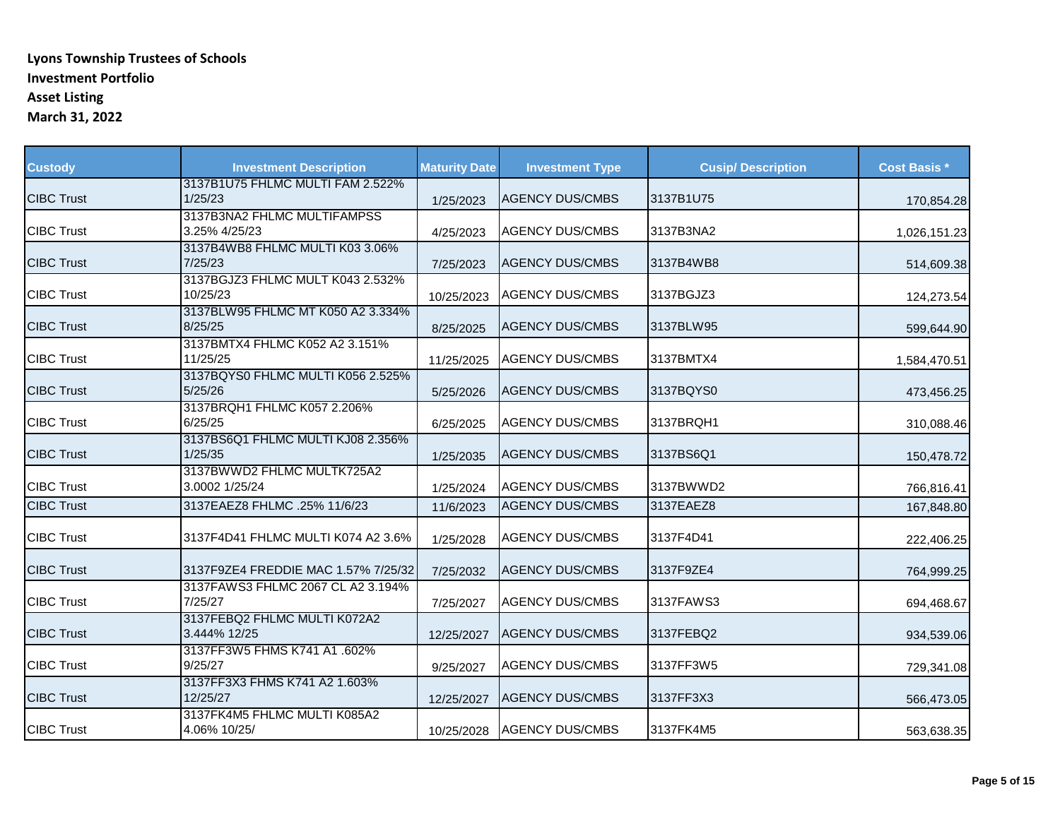**Lyons Township Trustees of Schools**
**Investment Portfolio**
**Asset Listing**
**March 31, 2022**

| Custody | Investment Description | Maturity Date | Investment Type | Cusip/ Description | Cost Basis * |
|---|---|---|---|---|---|
| CIBC Trust | 3137B1U75 FHLMC MULTI FAM 2.522% 1/25/23 | 1/25/2023 | AGENCY DUS/CMBS | 3137B1U75 | 170,854.28 |
| CIBC Trust | 3137B3NA2 FHLMC MULTIFAMPSS 3.25% 4/25/23 | 4/25/2023 | AGENCY DUS/CMBS | 3137B3NA2 | 1,026,151.23 |
| CIBC Trust | 3137B4WB8 FHLMC MULTI K03 3.06% 7/25/23 | 7/25/2023 | AGENCY DUS/CMBS | 3137B4WB8 | 514,609.38 |
| CIBC Trust | 3137BGJZ3 FHLMC MULT K043 2.532% 10/25/23 | 10/25/2023 | AGENCY DUS/CMBS | 3137BGJZ3 | 124,273.54 |
| CIBC Trust | 3137BLW95 FHLMC MT K050 A2 3.334% 8/25/25 | 8/25/2025 | AGENCY DUS/CMBS | 3137BLW95 | 599,644.90 |
| CIBC Trust | 3137BMTX4 FHLMC K052 A2 3.151% 11/25/25 | 11/25/2025 | AGENCY DUS/CMBS | 3137BMTX4 | 1,584,470.51 |
| CIBC Trust | 3137BQYS0 FHLMC MULTI K056 2.525% 5/25/26 | 5/25/2026 | AGENCY DUS/CMBS | 3137BQYS0 | 473,456.25 |
| CIBC Trust | 3137BRQH1 FHLMC K057 2.206% 6/25/25 | 6/25/2025 | AGENCY DUS/CMBS | 3137BRQH1 | 310,088.46 |
| CIBC Trust | 3137BS6Q1 FHLMC MULTI KJ08 2.356% 1/25/35 | 1/25/2035 | AGENCY DUS/CMBS | 3137BS6Q1 | 150,478.72 |
| CIBC Trust | 3137BWWD2 FHLMC MULTK725A2 3.0002 1/25/24 | 1/25/2024 | AGENCY DUS/CMBS | 3137BWWD2 | 766,816.41 |
| CIBC Trust | 3137EAEZ8 FHLMC .25% 11/6/23 | 11/6/2023 | AGENCY DUS/CMBS | 3137EAEZ8 | 167,848.80 |
| CIBC Trust | 3137F4D41 FHLMC MULTI K074 A2 3.6% | 1/25/2028 | AGENCY DUS/CMBS | 3137F4D41 | 222,406.25 |
| CIBC Trust | 3137F9ZE4 FREDDIE MAC 1.57% 7/25/32 | 7/25/2032 | AGENCY DUS/CMBS | 3137F9ZE4 | 764,999.25 |
| CIBC Trust | 3137FAWS3 FHLMC 2067 CL A2 3.194% 7/25/27 | 7/25/2027 | AGENCY DUS/CMBS | 3137FAWS3 | 694,468.67 |
| CIBC Trust | 3137FEBQ2 FHLMC MULTI K072A2 3.444% 12/25 | 12/25/2027 | AGENCY DUS/CMBS | 3137FEBQ2 | 934,539.06 |
| CIBC Trust | 3137FF3W5 FHMS K741 A1 .602% 9/25/27 | 9/25/2027 | AGENCY DUS/CMBS | 3137FF3W5 | 729,341.08 |
| CIBC Trust | 3137FF3X3 FHMS K741 A2 1.603% 12/25/27 | 12/25/2027 | AGENCY DUS/CMBS | 3137FF3X3 | 566,473.05 |
| CIBC Trust | 3137FK4M5 FHLMC MULTI K085A2 4.06% 10/25/ | 10/25/2028 | AGENCY DUS/CMBS | 3137FK4M5 | 563,638.35 |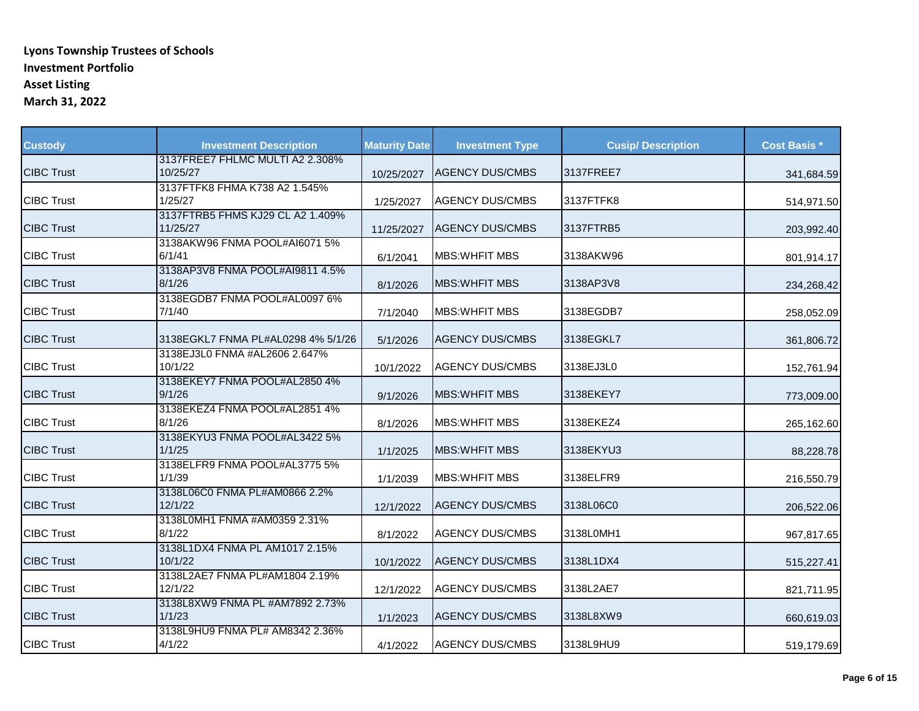**Lyons Township Trustees of Schools**
**Investment Portfolio**
**Asset Listing**
**March 31, 2022**

| Custody | Investment Description | Maturity Date | Investment Type | Cusip/ Description | Cost Basis * |
|---|---|---|---|---|---|
| CIBC Trust | 3137FREE7 FHLMC MULTI A2 2.308% 10/25/27 | 10/25/2027 | AGENCY DUS/CMBS | 3137FREE7 | 341,684.59 |
| CIBC Trust | 3137FTFK8 FHMA K738 A2 1.545% 1/25/27 | 1/25/2027 | AGENCY DUS/CMBS | 3137FTFK8 | 514,971.50 |
| CIBC Trust | 3137FTRB5 FHMS KJ29 CL A2 1.409% 11/25/27 | 11/25/2027 | AGENCY DUS/CMBS | 3137FTRB5 | 203,992.40 |
| CIBC Trust | 3138AKW96 FNMA POOL#AI6071 5% 6/1/41 | 6/1/2041 | MBS:WHFIT MBS | 3138AKW96 | 801,914.17 |
| CIBC Trust | 3138AP3V8 FNMA POOL#AI9811 4.5% 8/1/26 | 8/1/2026 | MBS:WHFIT MBS | 3138AP3V8 | 234,268.42 |
| CIBC Trust | 3138EGDB7 FNMA POOL#AL0097 6% 7/1/40 | 7/1/2040 | MBS:WHFIT MBS | 3138EGDB7 | 258,052.09 |
| CIBC Trust | 3138EGKL7 FNMA PL#AL0298 4% 5/1/26 | 5/1/2026 | AGENCY DUS/CMBS | 3138EGKL7 | 361,806.72 |
| CIBC Trust | 3138EJ3L0 FNMA #AL2606 2.647% 10/1/22 | 10/1/2022 | AGENCY DUS/CMBS | 3138EJ3L0 | 152,761.94 |
| CIBC Trust | 3138EKEY7 FNMA POOL#AL2850 4% 9/1/26 | 9/1/2026 | MBS:WHFIT MBS | 3138EKEY7 | 773,009.00 |
| CIBC Trust | 3138EKEZ4 FNMA POOL#AL2851 4% 8/1/26 | 8/1/2026 | MBS:WHFIT MBS | 3138EKEZ4 | 265,162.60 |
| CIBC Trust | 3138EKYU3 FNMA POOL#AL3422 5% 1/1/25 | 1/1/2025 | MBS:WHFIT MBS | 3138EKYU3 | 88,228.78 |
| CIBC Trust | 3138ELFR9 FNMA POOL#AL3775 5% 1/1/39 | 1/1/2039 | MBS:WHFIT MBS | 3138ELFR9 | 216,550.79 |
| CIBC Trust | 3138L06C0 FNMA PL#AM0866 2.2% 12/1/22 | 12/1/2022 | AGENCY DUS/CMBS | 3138L06C0 | 206,522.06 |
| CIBC Trust | 3138L0MH1 FNMA #AM0359 2.31% 8/1/22 | 8/1/2022 | AGENCY DUS/CMBS | 3138L0MH1 | 967,817.65 |
| CIBC Trust | 3138L1DX4 FNMA PL AM1017 2.15% 10/1/22 | 10/1/2022 | AGENCY DUS/CMBS | 3138L1DX4 | 515,227.41 |
| CIBC Trust | 3138L2AE7 FNMA PL#AM1804 2.19% 12/1/22 | 12/1/2022 | AGENCY DUS/CMBS | 3138L2AE7 | 821,711.95 |
| CIBC Trust | 3138L8XW9 FNMA PL #AM7892 2.73% 1/1/23 | 1/1/2023 | AGENCY DUS/CMBS | 3138L8XW9 | 660,619.03 |
| CIBC Trust | 3138L9HU9 FNMA PL# AM8342 2.36% 4/1/22 | 4/1/2022 | AGENCY DUS/CMBS | 3138L9HU9 | 519,179.69 |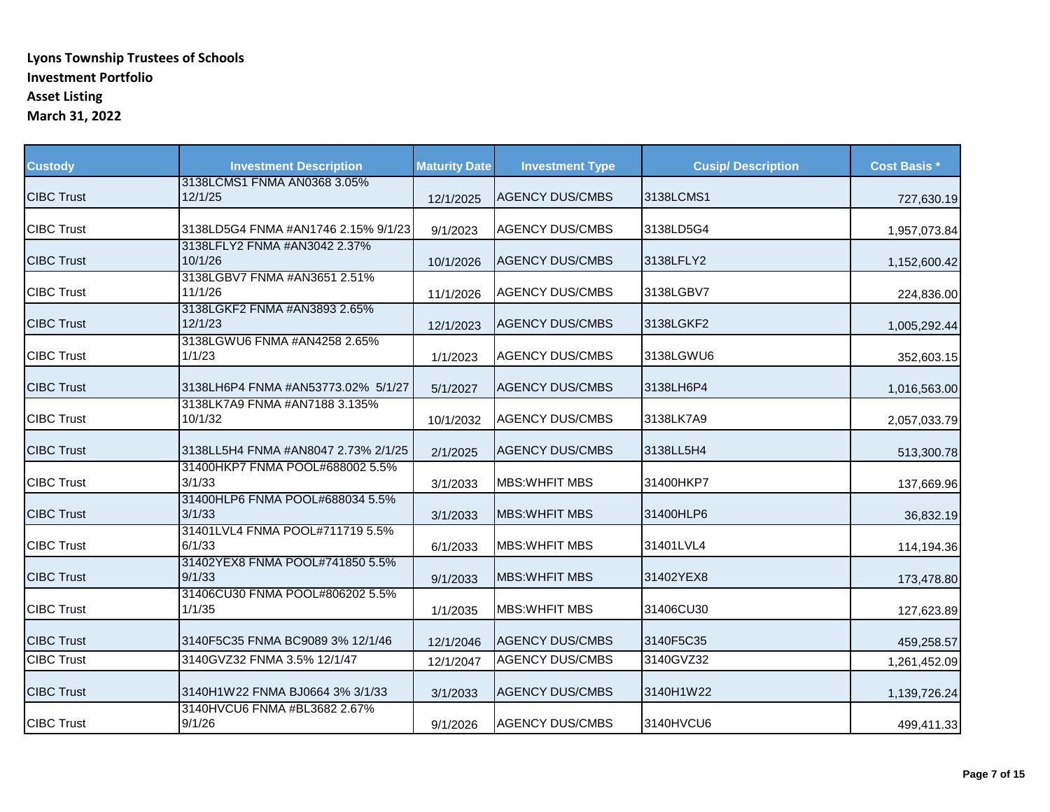**Lyons Township Trustees of Schools**
**Investment Portfolio**
**Asset Listing**
**March 31, 2022**

| Custody | Investment Description | Maturity Date | Investment Type | Cusip/ Description | Cost Basis * |
|---|---|---|---|---|---|
| CIBC Trust | 3138LCMS1 FNMA AN0368 3.05% 12/1/25 | 12/1/2025 | AGENCY DUS/CMBS | 3138LCMS1 | 727,630.19 |
| CIBC Trust | 3138LD5G4 FNMA #AN1746 2.15% 9/1/23 | 9/1/2023 | AGENCY DUS/CMBS | 3138LD5G4 | 1,957,073.84 |
| CIBC Trust | 3138LFLY2 FNMA #AN3042 2.37% 10/1/26 | 10/1/2026 | AGENCY DUS/CMBS | 3138LFLY2 | 1,152,600.42 |
| CIBC Trust | 3138LGBV7 FNMA #AN3651 2.51% 11/1/26 | 11/1/2026 | AGENCY DUS/CMBS | 3138LGBV7 | 224,836.00 |
| CIBC Trust | 3138LGKF2 FNMA #AN3893 2.65% 12/1/23 | 12/1/2023 | AGENCY DUS/CMBS | 3138LGKF2 | 1,005,292.44 |
| CIBC Trust | 3138LGWU6 FNMA #AN4258 2.65% 1/1/23 | 1/1/2023 | AGENCY DUS/CMBS | 3138LGWU6 | 352,603.15 |
| CIBC Trust | 3138LH6P4 FNMA #AN53773.02% 5/1/27 | 5/1/2027 | AGENCY DUS/CMBS | 3138LH6P4 | 1,016,563.00 |
| CIBC Trust | 3138LK7A9 FNMA #AN7188 3.135% 10/1/32 | 10/1/2032 | AGENCY DUS/CMBS | 3138LK7A9 | 2,057,033.79 |
| CIBC Trust | 3138LL5H4 FNMA #AN8047 2.73% 2/1/25 | 2/1/2025 | AGENCY DUS/CMBS | 3138LL5H4 | 513,300.78 |
| CIBC Trust | 31400HKP7 FNMA POOL#688002 5.5% 3/1/33 | 3/1/2033 | MBS:WHFIT MBS | 31400HKP7 | 137,669.96 |
| CIBC Trust | 31400HLP6 FNMA POOL#688034 5.5% 3/1/33 | 3/1/2033 | MBS:WHFIT MBS | 31400HLP6 | 36,832.19 |
| CIBC Trust | 31401LVL4 FNMA POOL#711719 5.5% 6/1/33 | 6/1/2033 | MBS:WHFIT MBS | 31401LVL4 | 114,194.36 |
| CIBC Trust | 31402YEX8 FNMA POOL#741850 5.5% 9/1/33 | 9/1/2033 | MBS:WHFIT MBS | 31402YEX8 | 173,478.80 |
| CIBC Trust | 31406CU30 FNMA POOL#806202 5.5% 1/1/35 | 1/1/2035 | MBS:WHFIT MBS | 31406CU30 | 127,623.89 |
| CIBC Trust | 3140F5C35 FNMA BC9089 3% 12/1/46 | 12/1/2046 | AGENCY DUS/CMBS | 3140F5C35 | 459,258.57 |
| CIBC Trust | 3140GVZ32 FNMA 3.5% 12/1/47 | 12/1/2047 | AGENCY DUS/CMBS | 3140GVZ32 | 1,261,452.09 |
| CIBC Trust | 3140H1W22 FNMA BJ0664 3% 3/1/33 | 3/1/2033 | AGENCY DUS/CMBS | 3140H1W22 | 1,139,726.24 |
| CIBC Trust | 3140HVCU6 FNMA #BL3682 2.67% 9/1/26 | 9/1/2026 | AGENCY DUS/CMBS | 3140HVCU6 | 499,411.33 |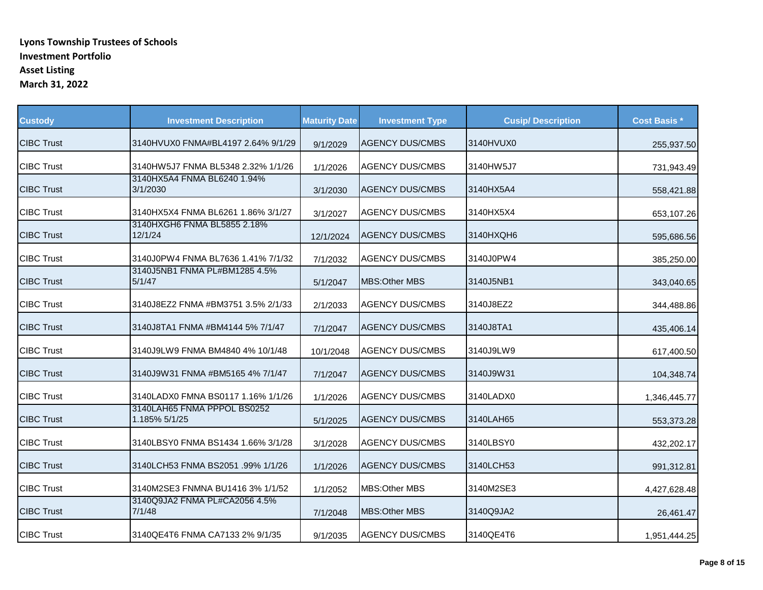**Lyons Township Trustees of Schools**
**Investment Portfolio**
**Asset Listing**
**March 31, 2022**

| Custody | Investment Description | Maturity Date | Investment Type | Cusip/ Description | Cost Basis * |
|---|---|---|---|---|---|
| CIBC Trust | 3140HVUX0 FNMA#BL4197 2.64% 9/1/29 | 9/1/2029 | AGENCY DUS/CMBS | 3140HVUX0 | 255,937.50 |
| CIBC Trust | 3140HW5J7 FNMA BL5348 2.32% 1/1/26 | 1/1/2026 | AGENCY DUS/CMBS | 3140HW5J7 | 731,943.49 |
| CIBC Trust | 3140HX5A4 FNMA BL6240 1.94% 3/1/2030 | 3/1/2030 | AGENCY DUS/CMBS | 3140HX5A4 | 558,421.88 |
| CIBC Trust | 3140HX5X4 FNMA BL6261 1.86% 3/1/27 | 3/1/2027 | AGENCY DUS/CMBS | 3140HX5X4 | 653,107.26 |
| CIBC Trust | 3140HXGH6 FNMA BL5855 2.18% 12/1/24 | 12/1/2024 | AGENCY DUS/CMBS | 3140HXQH6 | 595,686.56 |
| CIBC Trust | 3140J0PW4 FNMA BL7636 1.41% 7/1/32 | 7/1/2032 | AGENCY DUS/CMBS | 3140J0PW4 | 385,250.00 |
| CIBC Trust | 3140J5NB1 FNMA PL#BM1285 4.5% 5/1/47 | 5/1/2047 | MBS:Other MBS | 3140J5NB1 | 343,040.65 |
| CIBC Trust | 3140J8EZ2 FNMA #BM3751 3.5% 2/1/33 | 2/1/2033 | AGENCY DUS/CMBS | 3140J8EZ2 | 344,488.86 |
| CIBC Trust | 3140J8TA1 FNMA #BM4144 5% 7/1/47 | 7/1/2047 | AGENCY DUS/CMBS | 3140J8TA1 | 435,406.14 |
| CIBC Trust | 3140J9LW9 FNMA BM4840 4% 10/1/48 | 10/1/2048 | AGENCY DUS/CMBS | 3140J9LW9 | 617,400.50 |
| CIBC Trust | 3140J9W31 FNMA #BM5165 4% 7/1/47 | 7/1/2047 | AGENCY DUS/CMBS | 3140J9W31 | 104,348.74 |
| CIBC Trust | 3140LADX0 FMNA BS0117 1.16% 1/1/26 | 1/1/2026 | AGENCY DUS/CMBS | 3140LADX0 | 1,346,445.77 |
| CIBC Trust | 3140LAH65 FNMA PPPOL BS0252 1.185% 5/1/25 | 5/1/2025 | AGENCY DUS/CMBS | 3140LAH65 | 553,373.28 |
| CIBC Trust | 3140LBSY0 FNMA BS1434 1.66% 3/1/28 | 3/1/2028 | AGENCY DUS/CMBS | 3140LBSY0 | 432,202.17 |
| CIBC Trust | 3140LCH53 FNMA BS2051 .99% 1/1/26 | 1/1/2026 | AGENCY DUS/CMBS | 3140LCH53 | 991,312.81 |
| CIBC Trust | 3140M2SE3 FNMNA BU1416 3% 1/1/52 | 1/1/2052 | MBS:Other MBS | 3140M2SE3 | 4,427,628.48 |
| CIBC Trust | 3140Q9JA2 FNMA PL#CA2056 4.5% 7/1/48 | 7/1/2048 | MBS:Other MBS | 3140Q9JA2 | 26,461.47 |
| CIBC Trust | 3140QE4T6 FNMA CA7133 2% 9/1/35 | 9/1/2035 | AGENCY DUS/CMBS | 3140QE4T6 | 1,951,444.25 |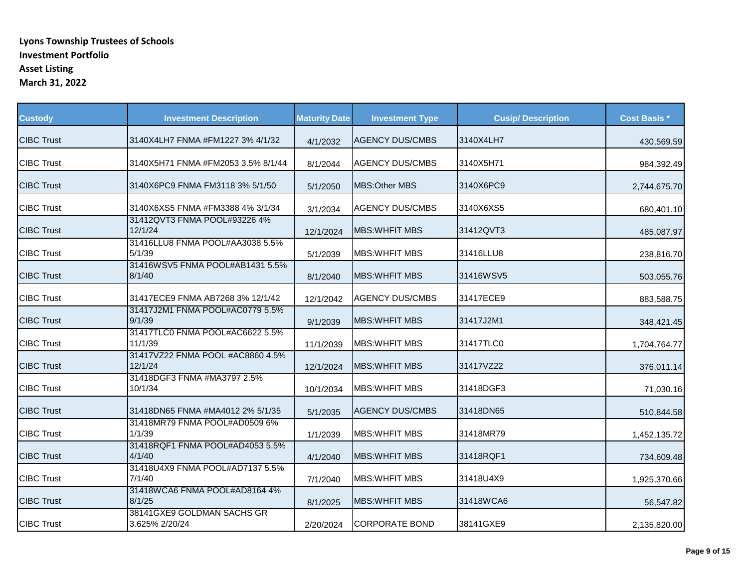**Lyons Township Trustees of Schools**
**Investment Portfolio**
**Asset Listing**
**March 31, 2022**

| Custody | Investment Description | Maturity Date | Investment Type | Cusip/ Description | Cost Basis * |
|---|---|---|---|---|---|
| CIBC Trust | 3140X4LH7 FNMA #FM1227 3% 4/1/32 | 4/1/2032 | AGENCY DUS/CMBS | 3140X4LH7 | 430,569.59 |
| CIBC Trust | 3140X5H71 FNMA #FM2053 3.5% 8/1/44 | 8/1/2044 | AGENCY DUS/CMBS | 3140X5H71 | 984,392.49 |
| CIBC Trust | 3140X6PC9 FNMA FM3118 3% 5/1/50 | 5/1/2050 | MBS:Other MBS | 3140X6PC9 | 2,744,675.70 |
| CIBC Trust | 3140X6XS5 FNMA #FM3388 4% 3/1/34 | 3/1/2034 | AGENCY DUS/CMBS | 3140X6XS5 | 680,401.10 |
| CIBC Trust | 31412QVT3 FNMA POOL#93226 4% 12/1/24 | 12/1/2024 | MBS:WHFIT MBS | 31412QVT3 | 485,087.97 |
| CIBC Trust | 31416LLU8 FNMA POOL#AA3038 5.5% 5/1/39 | 5/1/2039 | MBS:WHFIT MBS | 31416LLU8 | 238,816.70 |
| CIBC Trust | 31416WSV5 FNMA POOL#AB1431 5.5% 8/1/40 | 8/1/2040 | MBS:WHFIT MBS | 31416WSV5 | 503,055.76 |
| CIBC Trust | 31417ECE9 FNMA AB7268 3% 12/1/42 | 12/1/2042 | AGENCY DUS/CMBS | 31417ECE9 | 883,588.75 |
| CIBC Trust | 31417J2M1 FNMA POOL#AC0779 5.5% 9/1/39 | 9/1/2039 | MBS:WHFIT MBS | 31417J2M1 | 348,421.45 |
| CIBC Trust | 31417TLC0 FNMA POOL#AC6622 5.5% 11/1/39 | 11/1/2039 | MBS:WHFIT MBS | 31417TLC0 | 1,704,764.77 |
| CIBC Trust | 31417VZ22 FNMA POOL #AC8860 4.5% 12/1/24 | 12/1/2024 | MBS:WHFIT MBS | 31417VZ22 | 376,011.14 |
| CIBC Trust | 31418DGF3 FNMA #MA3797 2.5% 10/1/34 | 10/1/2034 | MBS:WHFIT MBS | 31418DGF3 | 71,030.16 |
| CIBC Trust | 31418DN65 FNMA #MA4012 2% 5/1/35 | 5/1/2035 | AGENCY DUS/CMBS | 31418DN65 | 510,844.58 |
| CIBC Trust | 31418MR79 FNMA POOL#AD0509 6% 1/1/39 | 1/1/2039 | MBS:WHFIT MBS | 31418MR79 | 1,452,135.72 |
| CIBC Trust | 31418RQF1 FNMA POOL#AD4053 5.5% 4/1/40 | 4/1/2040 | MBS:WHFIT MBS | 31418RQF1 | 734,609.48 |
| CIBC Trust | 31418U4X9 FNMA POOL#AD7137 5.5% 7/1/40 | 7/1/2040 | MBS:WHFIT MBS | 31418U4X9 | 1,925,370.66 |
| CIBC Trust | 31418WCA6 FNMA POOL#AD8164 4% 8/1/25 | 8/1/2025 | MBS:WHFIT MBS | 31418WCA6 | 56,547.82 |
| CIBC Trust | 38141GXE9 GOLDMAN SACHS GR 3.625% 2/20/24 | 2/20/2024 | CORPORATE BOND | 38141GXE9 | 2,135,820.00 |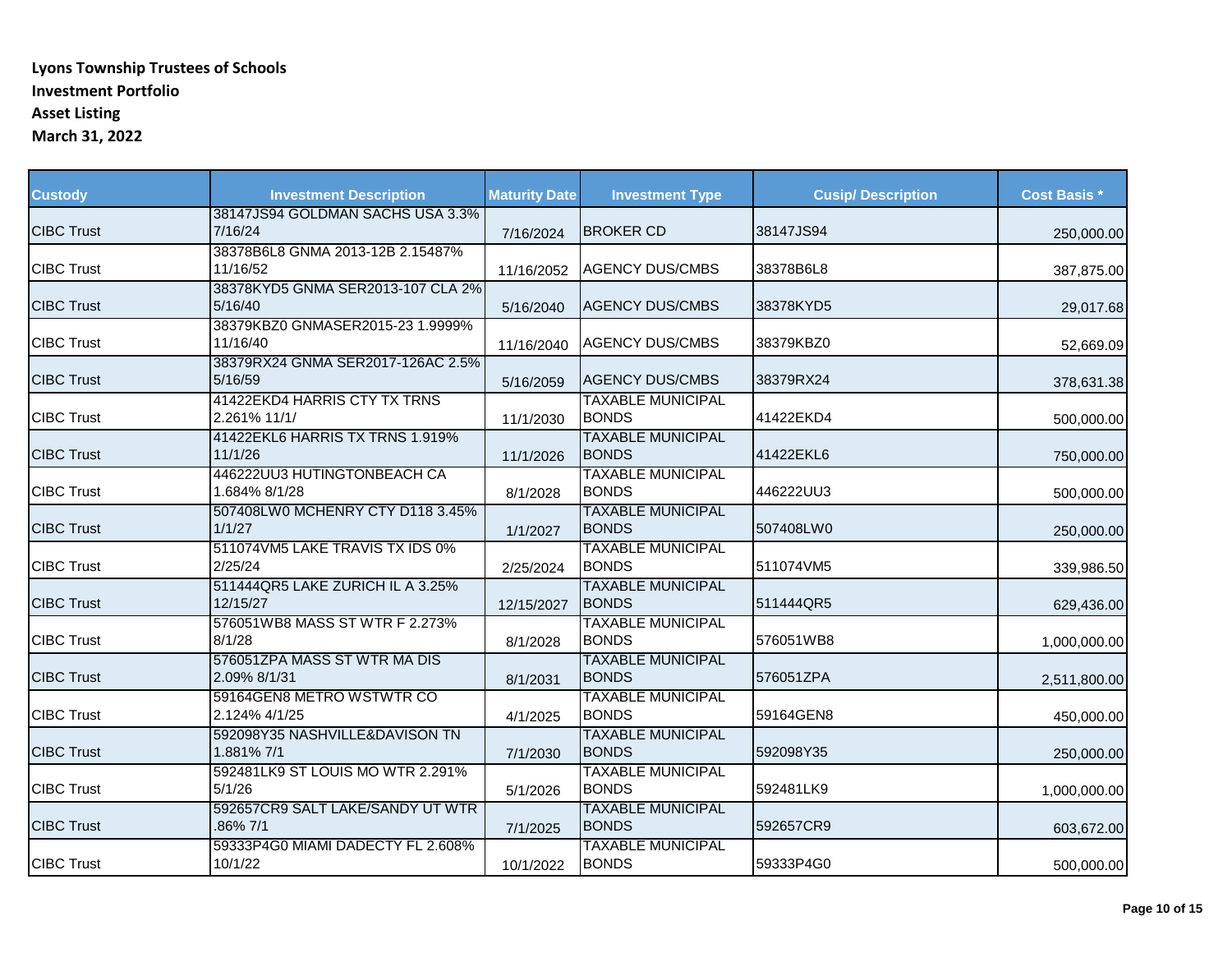**Lyons Township Trustees of Schools**
**Investment Portfolio**
**Asset Listing**
**March 31, 2022**

| Custody | Investment Description | Maturity Date | Investment Type | Cusip/ Description | Cost Basis * |
|---|---|---|---|---|---|
| CIBC Trust | 38147JS94 GOLDMAN SACHS USA 3.3% 7/16/24 | 7/16/2024 | BROKER CD | 38147JS94 | 250,000.00 |
| CIBC Trust | 38378B6L8 GNMA 2013-12B 2.15487% 11/16/52 | 11/16/2052 | AGENCY DUS/CMBS | 38378B6L8 | 387,875.00 |
| CIBC Trust | 38378KYD5 GNMA SER2013-107 CLA 2% 5/16/40 | 5/16/2040 | AGENCY DUS/CMBS | 38378KYD5 | 29,017.68 |
| CIBC Trust | 38379KBZ0 GNMASER2015-23 1.9999% 11/16/40 | 11/16/2040 | AGENCY DUS/CMBS | 38379KBZ0 | 52,669.09 |
| CIBC Trust | 38379RX24 GNMA SER2017-126AC 2.5% 5/16/59 | 5/16/2059 | AGENCY DUS/CMBS | 38379RX24 | 378,631.38 |
| CIBC Trust | 41422EKD4 HARRIS CTY TX TRNS 2.261% 11/1/ | 11/1/2030 | TAXABLE MUNICIPAL BONDS | 41422EKD4 | 500,000.00 |
| CIBC Trust | 41422EKL6 HARRIS TX TRNS 1.919% 11/1/26 | 11/1/2026 | TAXABLE MUNICIPAL BONDS | 41422EKL6 | 750,000.00 |
| CIBC Trust | 446222UU3 HUTINGTONBEACH CA 1.684% 8/1/28 | 8/1/2028 | TAXABLE MUNICIPAL BONDS | 446222UU3 | 500,000.00 |
| CIBC Trust | 507408LW0 MCHENRY CTY D118 3.45% 1/1/27 | 1/1/2027 | TAXABLE MUNICIPAL BONDS | 507408LW0 | 250,000.00 |
| CIBC Trust | 511074VM5 LAKE TRAVIS TX IDS 0% 2/25/24 | 2/25/2024 | TAXABLE MUNICIPAL BONDS | 511074VM5 | 339,986.50 |
| CIBC Trust | 511444QR5 LAKE ZURICH IL A 3.25% 12/15/27 | 12/15/2027 | TAXABLE MUNICIPAL BONDS | 511444QR5 | 629,436.00 |
| CIBC Trust | 576051WB8 MASS ST WTR F 2.273% 8/1/28 | 8/1/2028 | TAXABLE MUNICIPAL BONDS | 576051WB8 | 1,000,000.00 |
| CIBC Trust | 576051ZPA MASS ST WTR MA DIS 2.09% 8/1/31 | 8/1/2031 | TAXABLE MUNICIPAL BONDS | 576051ZPA | 2,511,800.00 |
| CIBC Trust | 59164GEN8 METRO WSTWTR CO 2.124% 4/1/25 | 4/1/2025 | TAXABLE MUNICIPAL BONDS | 59164GEN8 | 450,000.00 |
| CIBC Trust | 592098Y35 NASHVILLE&DAVISON TN 1.881% 7/1 | 7/1/2030 | TAXABLE MUNICIPAL BONDS | 592098Y35 | 250,000.00 |
| CIBC Trust | 592481LK9 ST LOUIS MO WTR 2.291% 5/1/26 | 5/1/2026 | TAXABLE MUNICIPAL BONDS | 592481LK9 | 1,000,000.00 |
| CIBC Trust | 592657CR9 SALT LAKE/SANDY UT WTR .86% 7/1 | 7/1/2025 | TAXABLE MUNICIPAL BONDS | 592657CR9 | 603,672.00 |
| CIBC Trust | 59333P4G0 MIAMI DADECTY FL 2.608% 10/1/22 | 10/1/2022 | TAXABLE MUNICIPAL BONDS | 59333P4G0 | 500,000.00 |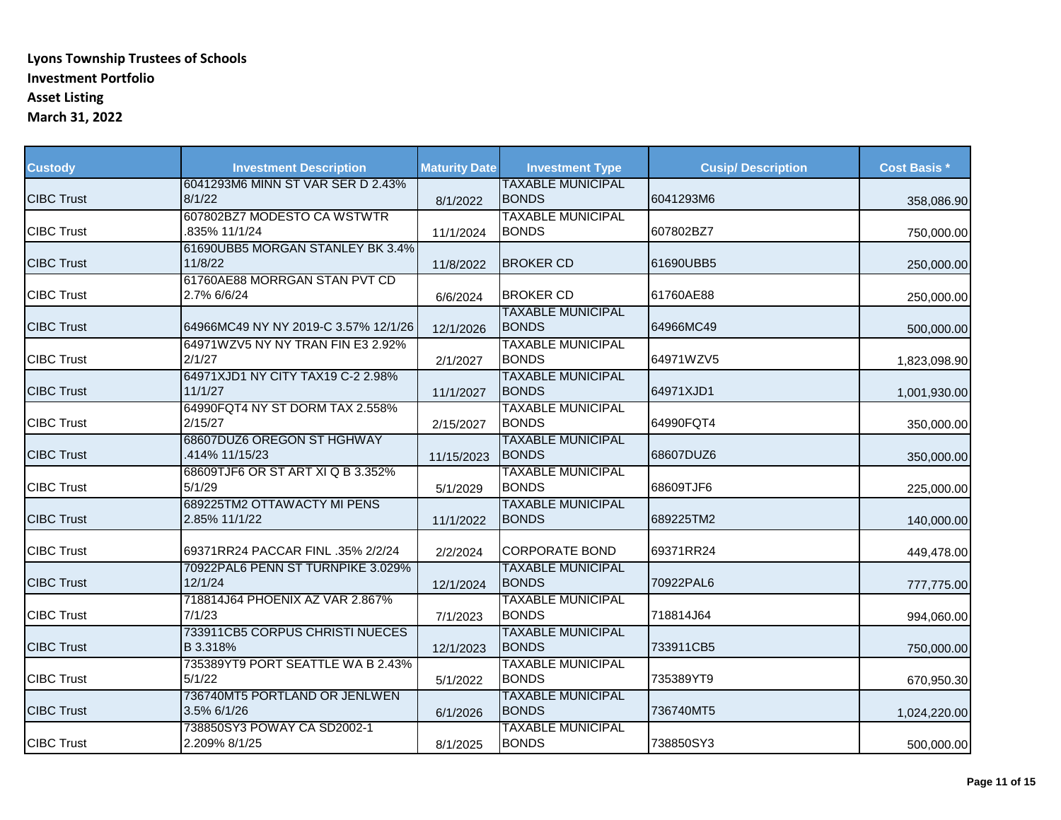**Lyons Township Trustees of Schools**
**Investment Portfolio**
**Asset Listing**
**March 31, 2022**

| Custody | Investment Description | Maturity Date | Investment Type | Cusip/ Description | Cost Basis * |
|---|---|---|---|---|---|
| CIBC Trust | 6041293M6 MINN ST VAR SER D 2.43% 8/1/22 | 8/1/2022 | TAXABLE MUNICIPAL BONDS | 6041293M6 | 358,086.90 |
| CIBC Trust | 607802BZ7 MODESTO CA WSTWTR .835% 11/1/24 | 11/1/2024 | TAXABLE MUNICIPAL BONDS | 607802BZ7 | 750,000.00 |
| CIBC Trust | 61690UBB5 MORGAN STANLEY BK 3.4% 11/8/22 | 11/8/2022 | BROKER CD | 61690UBB5 | 250,000.00 |
| CIBC Trust | 61760AE88 MORRGAN STAN PVT CD 2.7% 6/6/24 | 6/6/2024 | BROKER CD | 61760AE88 | 250,000.00 |
| CIBC Trust | 64966MC49 NY NY 2019-C 3.57% 12/1/26 | 12/1/2026 | TAXABLE MUNICIPAL BONDS | 64966MC49 | 500,000.00 |
| CIBC Trust | 64971WZV5 NY NY TRAN FIN E3 2.92% 2/1/27 | 2/1/2027 | TAXABLE MUNICIPAL BONDS | 64971WZV5 | 1,823,098.90 |
| CIBC Trust | 64971XJD1 NY CITY TAX19 C-2 2.98% 11/1/27 | 11/1/2027 | TAXABLE MUNICIPAL BONDS | 64971XJD1 | 1,001,930.00 |
| CIBC Trust | 64990FQT4 NY ST DORM TAX 2.558% 2/15/27 | 2/15/2027 | TAXABLE MUNICIPAL BONDS | 64990FQT4 | 350,000.00 |
| CIBC Trust | 68607DUZ6 OREGON ST HGHWAY .414% 11/15/23 | 11/15/2023 | TAXABLE MUNICIPAL BONDS | 68607DUZ6 | 350,000.00 |
| CIBC Trust | 68609TJF6 OR ST ART XI Q B 3.352% 5/1/29 | 5/1/2029 | TAXABLE MUNICIPAL BONDS | 68609TJF6 | 225,000.00 |
| CIBC Trust | 689225TM2 OTTAWACTY MI PENS 2.85% 11/1/22 | 11/1/2022 | TAXABLE MUNICIPAL BONDS | 689225TM2 | 140,000.00 |
| CIBC Trust | 69371RR24 PACCAR FINL .35% 2/2/24 | 2/2/2024 | CORPORATE BOND | 69371RR24 | 449,478.00 |
| CIBC Trust | 70922PAL6 PENN ST TURNPIKE 3.029% 12/1/24 | 12/1/2024 | TAXABLE MUNICIPAL BONDS | 70922PAL6 | 777,775.00 |
| CIBC Trust | 718814J64 PHOENIX AZ VAR 2.867% 7/1/23 | 7/1/2023 | TAXABLE MUNICIPAL BONDS | 718814J64 | 994,060.00 |
| CIBC Trust | 733911CB5 CORPUS CHRISTI NUECES B 3.318% | 12/1/2023 | TAXABLE MUNICIPAL BONDS | 733911CB5 | 750,000.00 |
| CIBC Trust | 735389YT9 PORT SEATTLE WA B 2.43% 5/1/22 | 5/1/2022 | TAXABLE MUNICIPAL BONDS | 735389YT9 | 670,950.30 |
| CIBC Trust | 736740MT5 PORTLAND OR JENLWEN 3.5% 6/1/26 | 6/1/2026 | TAXABLE MUNICIPAL BONDS | 736740MT5 | 1,024,220.00 |
| CIBC Trust | 738850SY3 POWAY CA SD2002-1 2.209% 8/1/25 | 8/1/2025 | TAXABLE MUNICIPAL BONDS | 738850SY3 | 500,000.00 |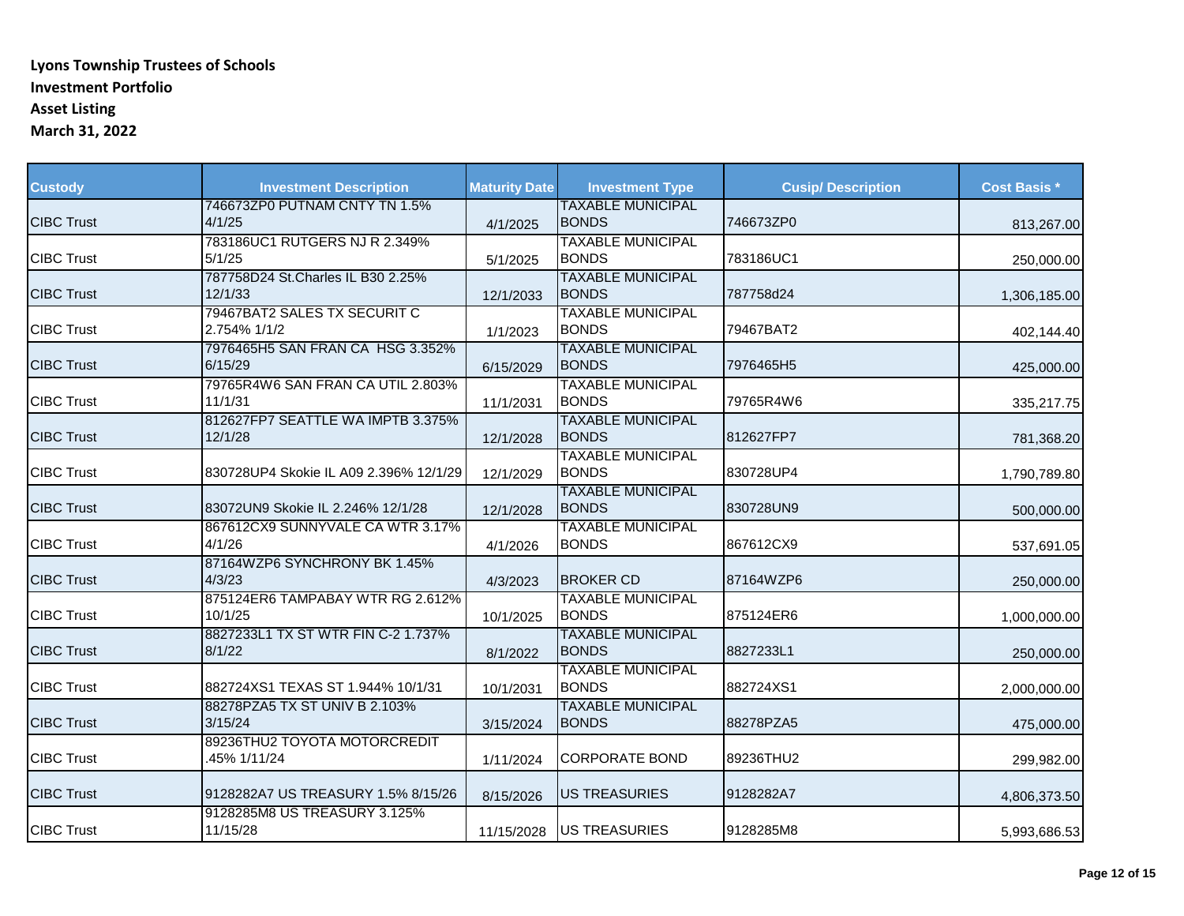**Lyons Township Trustees of Schools**
**Investment Portfolio**
**Asset Listing**
**March 31, 2022**

| Custody | Investment Description | Maturity Date | Investment Type | Cusip/ Description | Cost Basis * |
|---|---|---|---|---|---|
| CIBC Trust | 746673ZP0 PUTNAM CNTY TN 1.5% 4/1/25 | 4/1/2025 | TAXABLE MUNICIPAL BONDS | 746673ZP0 | 813,267.00 |
| CIBC Trust | 783186UC1 RUTGERS NJ R 2.349% 5/1/25 | 5/1/2025 | TAXABLE MUNICIPAL BONDS | 783186UC1 | 250,000.00 |
| CIBC Trust | 787758D24 St.Charles IL B30 2.25% 12/1/33 | 12/1/2033 | TAXABLE MUNICIPAL BONDS | 787758d24 | 1,306,185.00 |
| CIBC Trust | 79467BAT2 SALES TX SECURIT C 2.754% 1/1/2 | 1/1/2023 | TAXABLE MUNICIPAL BONDS | 79467BAT2 | 402,144.40 |
| CIBC Trust | 7976465H5 SAN FRAN CA HSG 3.352% 6/15/29 | 6/15/2029 | TAXABLE MUNICIPAL BONDS | 7976465H5 | 425,000.00 |
| CIBC Trust | 79765R4W6 SAN FRAN CA UTIL 2.803% 11/1/31 | 11/1/2031 | TAXABLE MUNICIPAL BONDS | 79765R4W6 | 335,217.75 |
| CIBC Trust | 812627FP7 SEATTLE WA IMPTB 3.375% 12/1/28 | 12/1/2028 | TAXABLE MUNICIPAL BONDS | 812627FP7 | 781,368.20 |
| CIBC Trust | 830728UP4 Skokie IL A09 2.396% 12/1/29 | 12/1/2029 | TAXABLE MUNICIPAL BONDS | 830728UP4 | 1,790,789.80 |
| CIBC Trust | 83072UN9 Skokie IL 2.246% 12/1/28 | 12/1/2028 | TAXABLE MUNICIPAL BONDS | 830728UN9 | 500,000.00 |
| CIBC Trust | 867612CX9 SUNNYVALE CA WTR 3.17% 4/1/26 | 4/1/2026 | TAXABLE MUNICIPAL BONDS | 867612CX9 | 537,691.05 |
| CIBC Trust | 87164WZP6 SYNCHRONY BK 1.45% 4/3/23 | 4/3/2023 | BROKER CD | 87164WZP6 | 250,000.00 |
| CIBC Trust | 875124ER6 TAMPABAY WTR RG 2.612% 10/1/25 | 10/1/2025 | TAXABLE MUNICIPAL BONDS | 875124ER6 | 1,000,000.00 |
| CIBC Trust | 8827233L1 TX ST WTR FIN C-2 1.737% 8/1/22 | 8/1/2022 | TAXABLE MUNICIPAL BONDS | 8827233L1 | 250,000.00 |
| CIBC Trust | 882724XS1 TEXAS ST 1.944% 10/1/31 | 10/1/2031 | TAXABLE MUNICIPAL BONDS | 882724XS1 | 2,000,000.00 |
| CIBC Trust | 88278PZA5 TX ST UNIV B 2.103% 3/15/24 | 3/15/2024 | TAXABLE MUNICIPAL BONDS | 88278PZA5 | 475,000.00 |
| CIBC Trust | 89236THU2 TOYOTA MOTORCREDIT .45% 1/11/24 | 1/11/2024 | CORPORATE BOND | 89236THU2 | 299,982.00 |
| CIBC Trust | 9128282A7 US TREASURY 1.5% 8/15/26 | 8/15/2026 | US TREASURIES | 9128282A7 | 4,806,373.50 |
| CIBC Trust | 9128285M8 US TREASURY 3.125% 11/15/28 | 11/15/2028 | US TREASURIES | 9128285M8 | 5,993,686.53 |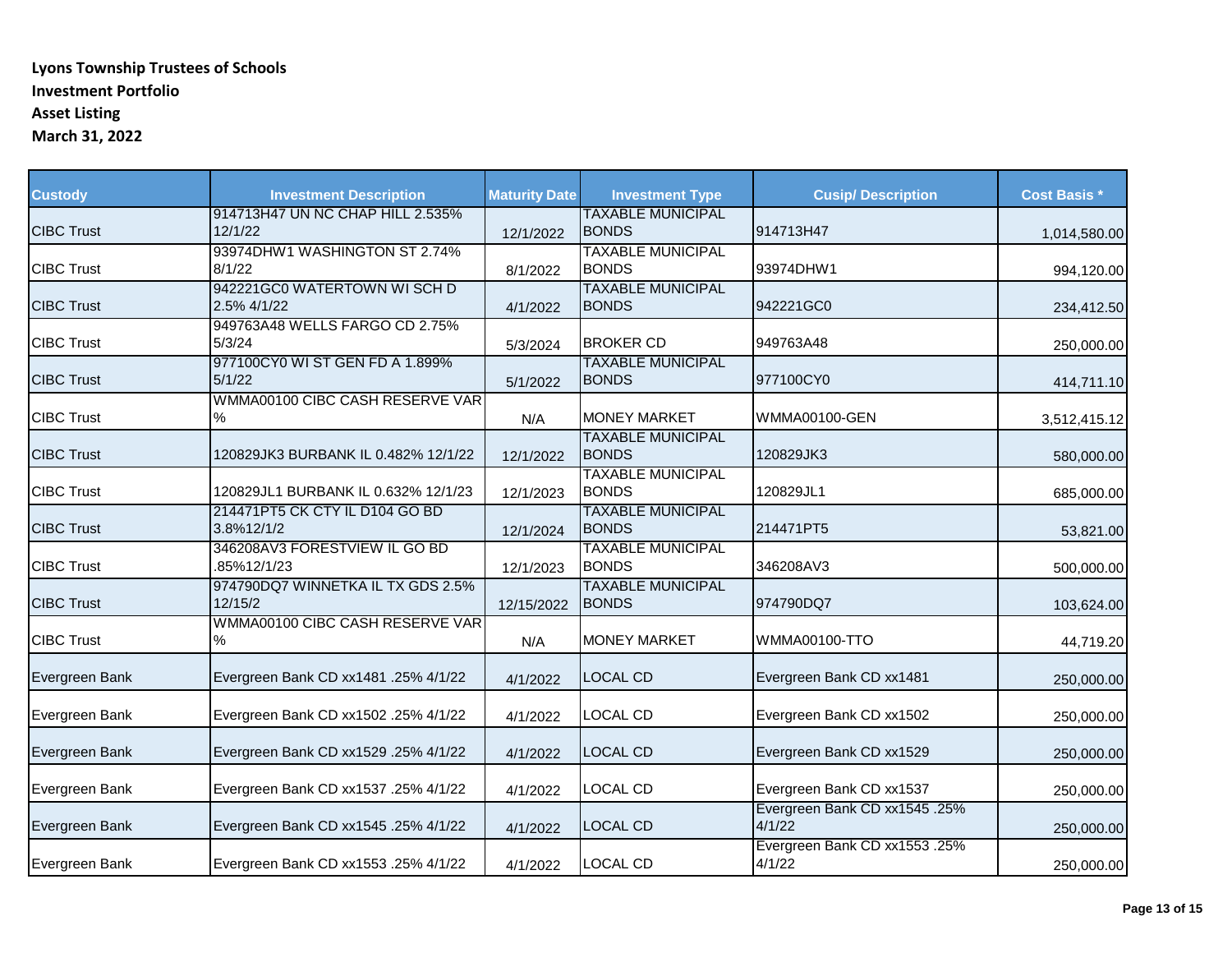**Lyons Township Trustees of Schools**
**Investment Portfolio**
**Asset Listing**
**March 31, 2022**

| Custody | Investment Description | Maturity Date | Investment Type | Cusip/ Description | Cost Basis * |
|---|---|---|---|---|---|
| CIBC Trust | 914713H47 UN NC CHAP HILL 2.535% 12/1/22 | 12/1/2022 | TAXABLE MUNICIPAL BONDS | 914713H47 | 1,014,580.00 |
| CIBC Trust | 93974DHW1 WASHINGTON ST 2.74% 8/1/22 | 8/1/2022 | TAXABLE MUNICIPAL BONDS | 93974DHW1 | 994,120.00 |
| CIBC Trust | 942221GC0 WATERTOWN WI SCH D 2.5% 4/1/22 | 4/1/2022 | TAXABLE MUNICIPAL BONDS | 942221GC0 | 234,412.50 |
| CIBC Trust | 949763A48 WELLS FARGO CD 2.75% 5/3/24 | 5/3/2024 | BROKER CD | 949763A48 | 250,000.00 |
| CIBC Trust | 977100CY0 WI ST GEN FD A 1.899% 5/1/22 | 5/1/2022 | TAXABLE MUNICIPAL BONDS | 977100CY0 | 414,711.10 |
| CIBC Trust | WMMA00100 CIBC CASH RESERVE VAR % | N/A | MONEY MARKET | WMMA00100-GEN | 3,512,415.12 |
| CIBC Trust | 120829JK3 BURBANK IL 0.482% 12/1/22 | 12/1/2022 | TAXABLE MUNICIPAL BONDS | 120829JK3 | 580,000.00 |
| CIBC Trust | 120829JL1 BURBANK IL 0.632% 12/1/23 | 12/1/2023 | TAXABLE MUNICIPAL BONDS | 120829JL1 | 685,000.00 |
| CIBC Trust | 214471PT5 CK CTY IL D104 GO BD 3.8%12/1/2 | 12/1/2024 | TAXABLE MUNICIPAL BONDS | 214471PT5 | 53,821.00 |
| CIBC Trust | 346208AV3 FORESTVIEW IL GO BD .85%12/1/23 | 12/1/2023 | TAXABLE MUNICIPAL BONDS | 346208AV3 | 500,000.00 |
| CIBC Trust | 974790DQ7 WINNETKA IL TX GDS 2.5% 12/15/2 | 12/15/2022 | TAXABLE MUNICIPAL BONDS | 974790DQ7 | 103,624.00 |
| CIBC Trust | WMMA00100 CIBC CASH RESERVE VAR % | N/A | MONEY MARKET | WMMA00100-TTO | 44,719.20 |
| Evergreen Bank | Evergreen Bank CD xx1481 .25% 4/1/22 | 4/1/2022 | LOCAL CD | Evergreen Bank CD xx1481 | 250,000.00 |
| Evergreen Bank | Evergreen Bank CD xx1502 .25% 4/1/22 | 4/1/2022 | LOCAL CD | Evergreen Bank CD xx1502 | 250,000.00 |
| Evergreen Bank | Evergreen Bank CD xx1529 .25% 4/1/22 | 4/1/2022 | LOCAL CD | Evergreen Bank CD xx1529 | 250,000.00 |
| Evergreen Bank | Evergreen Bank CD xx1537 .25% 4/1/22 | 4/1/2022 | LOCAL CD | Evergreen Bank CD xx1537 | 250,000.00 |
| Evergreen Bank | Evergreen Bank CD xx1545 .25% 4/1/22 | 4/1/2022 | LOCAL CD | Evergreen Bank CD xx1545 .25% 4/1/22 | 250,000.00 |
| Evergreen Bank | Evergreen Bank CD xx1553 .25% 4/1/22 | 4/1/2022 | LOCAL CD | Evergreen Bank CD xx1553 .25% 4/1/22 | 250,000.00 |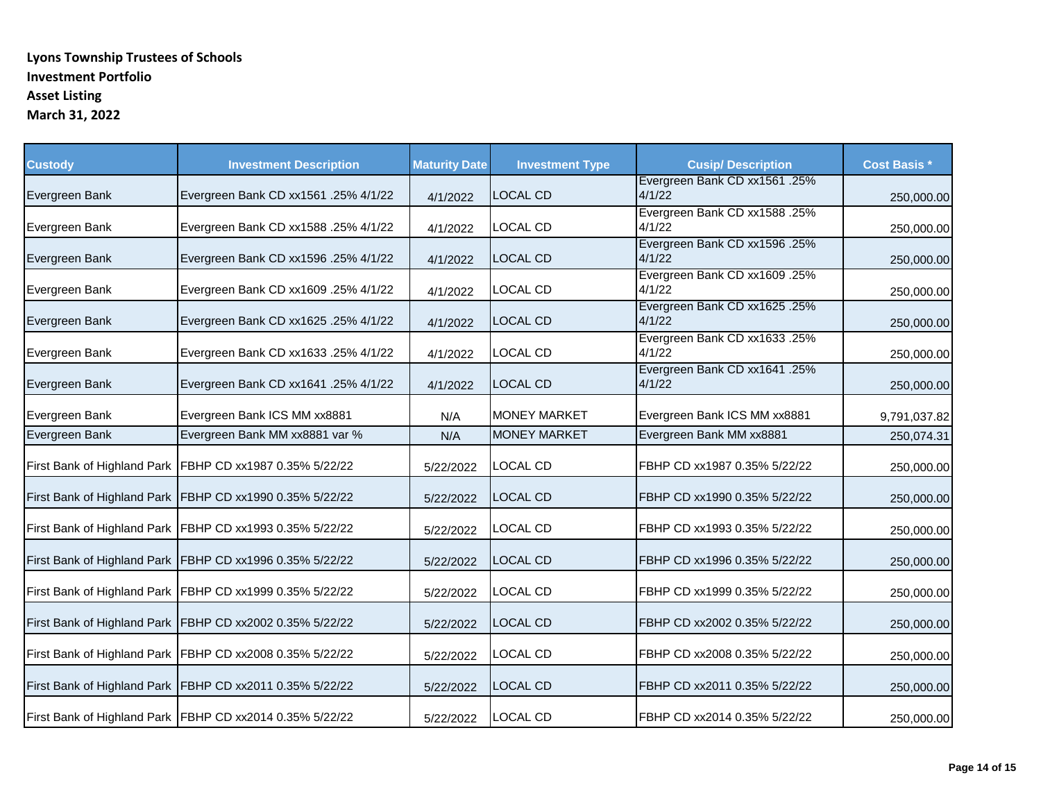**Lyons Township Trustees of Schools**
**Investment Portfolio**
**Asset Listing**
**March 31, 2022**

| Custody | Investment Description | Maturity Date | Investment Type | Cusip/ Description | Cost Basis * |
|---|---|---|---|---|---|
| Evergreen Bank | Evergreen Bank CD xx1561 .25% 4/1/22 | 4/1/2022 | LOCAL CD | Evergreen Bank CD xx1561 .25% 4/1/22 | 250,000.00 |
| Evergreen Bank | Evergreen Bank CD xx1588 .25% 4/1/22 | 4/1/2022 | LOCAL CD | Evergreen Bank CD xx1588 .25% 4/1/22 | 250,000.00 |
| Evergreen Bank | Evergreen Bank CD xx1596 .25% 4/1/22 | 4/1/2022 | LOCAL CD | Evergreen Bank CD xx1596 .25% 4/1/22 | 250,000.00 |
| Evergreen Bank | Evergreen Bank CD xx1609 .25% 4/1/22 | 4/1/2022 | LOCAL CD | Evergreen Bank CD xx1609 .25% 4/1/22 | 250,000.00 |
| Evergreen Bank | Evergreen Bank CD xx1625 .25% 4/1/22 | 4/1/2022 | LOCAL CD | Evergreen Bank CD xx1625 .25% 4/1/22 | 250,000.00 |
| Evergreen Bank | Evergreen Bank CD xx1633 .25% 4/1/22 | 4/1/2022 | LOCAL CD | Evergreen Bank CD xx1633 .25% 4/1/22 | 250,000.00 |
| Evergreen Bank | Evergreen Bank CD xx1641 .25% 4/1/22 | 4/1/2022 | LOCAL CD | Evergreen Bank CD xx1641 .25% 4/1/22 | 250,000.00 |
| Evergreen Bank | Evergreen Bank ICS MM xx8881 | N/A | MONEY MARKET | Evergreen Bank ICS MM xx8881 | 9,791,037.82 |
| Evergreen Bank | Evergreen Bank MM xx8881 var % | N/A | MONEY MARKET | Evergreen Bank MM xx8881 | 250,074.31 |
| First Bank of Highland Park | FBHP CD xx1987 0.35% 5/22/22 | 5/22/2022 | LOCAL CD | FBHP CD xx1987 0.35% 5/22/22 | 250,000.00 |
| First Bank of Highland Park | FBHP CD xx1990 0.35% 5/22/22 | 5/22/2022 | LOCAL CD | FBHP CD xx1990 0.35% 5/22/22 | 250,000.00 |
| First Bank of Highland Park | FBHP CD xx1993 0.35% 5/22/22 | 5/22/2022 | LOCAL CD | FBHP CD xx1993 0.35% 5/22/22 | 250,000.00 |
| First Bank of Highland Park | FBHP CD xx1996 0.35% 5/22/22 | 5/22/2022 | LOCAL CD | FBHP CD xx1996 0.35% 5/22/22 | 250,000.00 |
| First Bank of Highland Park | FBHP CD xx1999 0.35% 5/22/22 | 5/22/2022 | LOCAL CD | FBHP CD xx1999 0.35% 5/22/22 | 250,000.00 |
| First Bank of Highland Park | FBHP CD xx2002 0.35% 5/22/22 | 5/22/2022 | LOCAL CD | FBHP CD xx2002 0.35% 5/22/22 | 250,000.00 |
| First Bank of Highland Park | FBHP CD xx2008 0.35% 5/22/22 | 5/22/2022 | LOCAL CD | FBHP CD xx2008 0.35% 5/22/22 | 250,000.00 |
| First Bank of Highland Park | FBHP CD xx2011 0.35% 5/22/22 | 5/22/2022 | LOCAL CD | FBHP CD xx2011 0.35% 5/22/22 | 250,000.00 |
| First Bank of Highland Park | FBHP CD xx2014 0.35% 5/22/22 | 5/22/2022 | LOCAL CD | FBHP CD xx2014 0.35% 5/22/22 | 250,000.00 |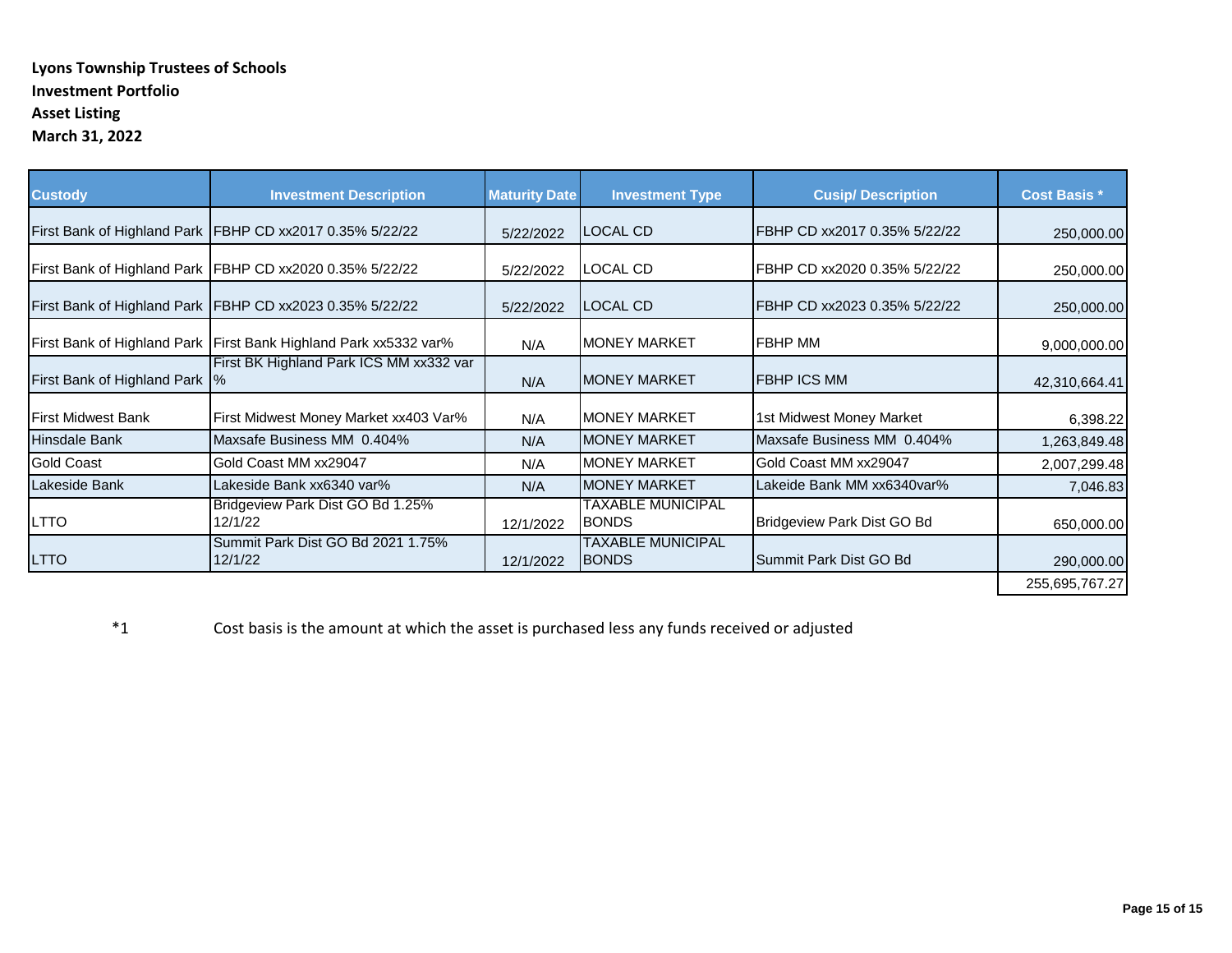**Lyons Township Trustees of Schools**
**Investment Portfolio**
**Asset Listing**
**March 31, 2022**

| Custody | Investment Description | Maturity Date | Investment Type | Cusip/ Description | Cost Basis * |
|---|---|---|---|---|---|
| First Bank of Highland Park | FBHP CD xx2017 0.35% 5/22/22 | 5/22/2022 | LOCAL CD | FBHP CD xx2017 0.35% 5/22/22 | 250,000.00 |
| First Bank of Highland Park | FBHP CD xx2020 0.35% 5/22/22 | 5/22/2022 | LOCAL CD | FBHP CD xx2020 0.35% 5/22/22 | 250,000.00 |
| First Bank of Highland Park | FBHP CD xx2023 0.35% 5/22/22 | 5/22/2022 | LOCAL CD | FBHP CD xx2023 0.35% 5/22/22 | 250,000.00 |
| First Bank of Highland Park | First Bank Highland Park xx5332 var% | N/A | MONEY MARKET | FBHP MM | 9,000,000.00 |
| First Bank of Highland Park | First BK Highland Park ICS MM xx332 var % | N/A | MONEY MARKET | FBHP ICS MM | 42,310,664.41 |
| First Midwest Bank | First Midwest Money Market xx403 Var% | N/A | MONEY MARKET | 1st Midwest Money Market | 6,398.22 |
| Hinsdale Bank | Maxsafe Business MM 0.404% | N/A | MONEY MARKET | Maxsafe Business MM 0.404% | 1,263,849.48 |
| Gold Coast | Gold Coast MM xx29047 | N/A | MONEY MARKET | Gold Coast MM xx29047 | 2,007,299.48 |
| Lakeside Bank | Lakeside Bank xx6340 var% | N/A | MONEY MARKET | Lakeide Bank MM xx6340var% | 7,046.83 |
| LTTO | Bridgeview Park Dist GO Bd 1.25% 12/1/22 | 12/1/2022 | TAXABLE MUNICIPAL BONDS | Bridgeview Park Dist GO Bd | 650,000.00 |
| LTTO | Summit Park Dist GO Bd 2021 1.75% 12/1/22 | 12/1/2022 | TAXABLE MUNICIPAL BONDS | Summit Park Dist GO Bd | 290,000.00 |
| | | | | | 255,695,767.27 |

*1 Cost basis is the amount at which the asset is purchased less any funds received or adjusted